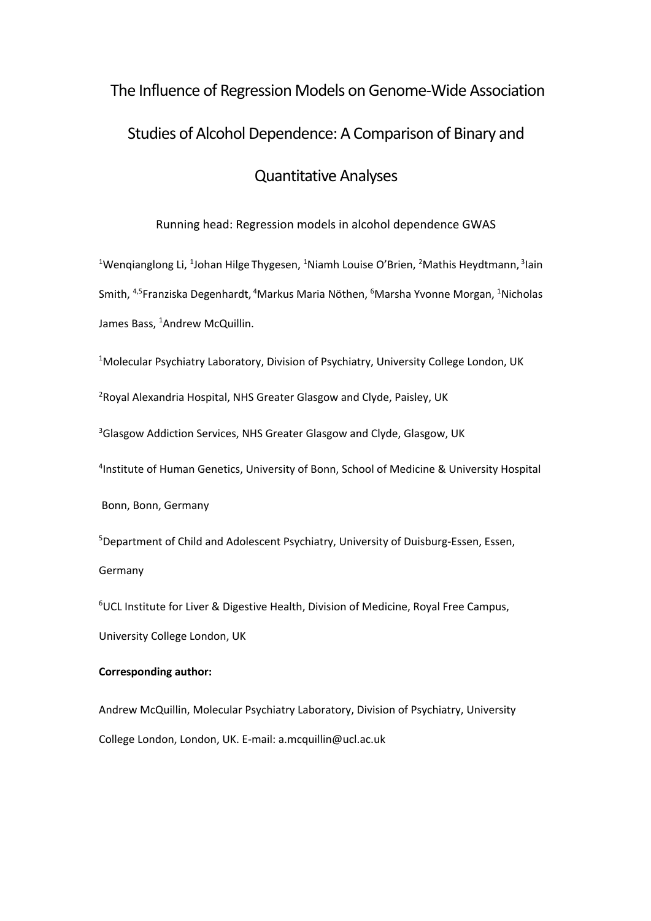# The Influence of Regression Models on Genome-Wide Association Studies of Alcohol Dependence: A Comparison of Binary and Quantitative Analyses

Running head: Regression models in alcohol dependence GWAS

[1]Wenqianglong Li, [1]Johan Hilge Thygesen, [1]Niamh Louise O'Brien, [2]Mathis Heydtmann, [3]Iain Smith, [4,5]Franziska Degenhardt, [4]Markus Maria Nöthen, [6]Marsha Yvonne Morgan, [1]Nicholas James Bass, [1]Andrew McQuillin.

[1]Molecular Psychiatry Laboratory, Division of Psychiatry, University College London, UK

[2]Royal Alexandria Hospital, NHS Greater Glasgow and Clyde, Paisley, UK

[3]Glasgow Addiction Services, NHS Greater Glasgow and Clyde, Glasgow, UK

[4]Institute of Human Genetics, University of Bonn, School of Medicine & University Hospital Bonn, Bonn, Germany

[5]Department of Child and Adolescent Psychiatry, University of Duisburg-Essen, Essen, Germany

[6]UCL Institute for Liver & Digestive Health, Division of Medicine, Royal Free Campus, University College London, UK

**Corresponding author:**

Andrew McQuillin, Molecular Psychiatry Laboratory, Division of Psychiatry, University College London, London, UK. E-mail: a.mcquillin@ucl.ac.uk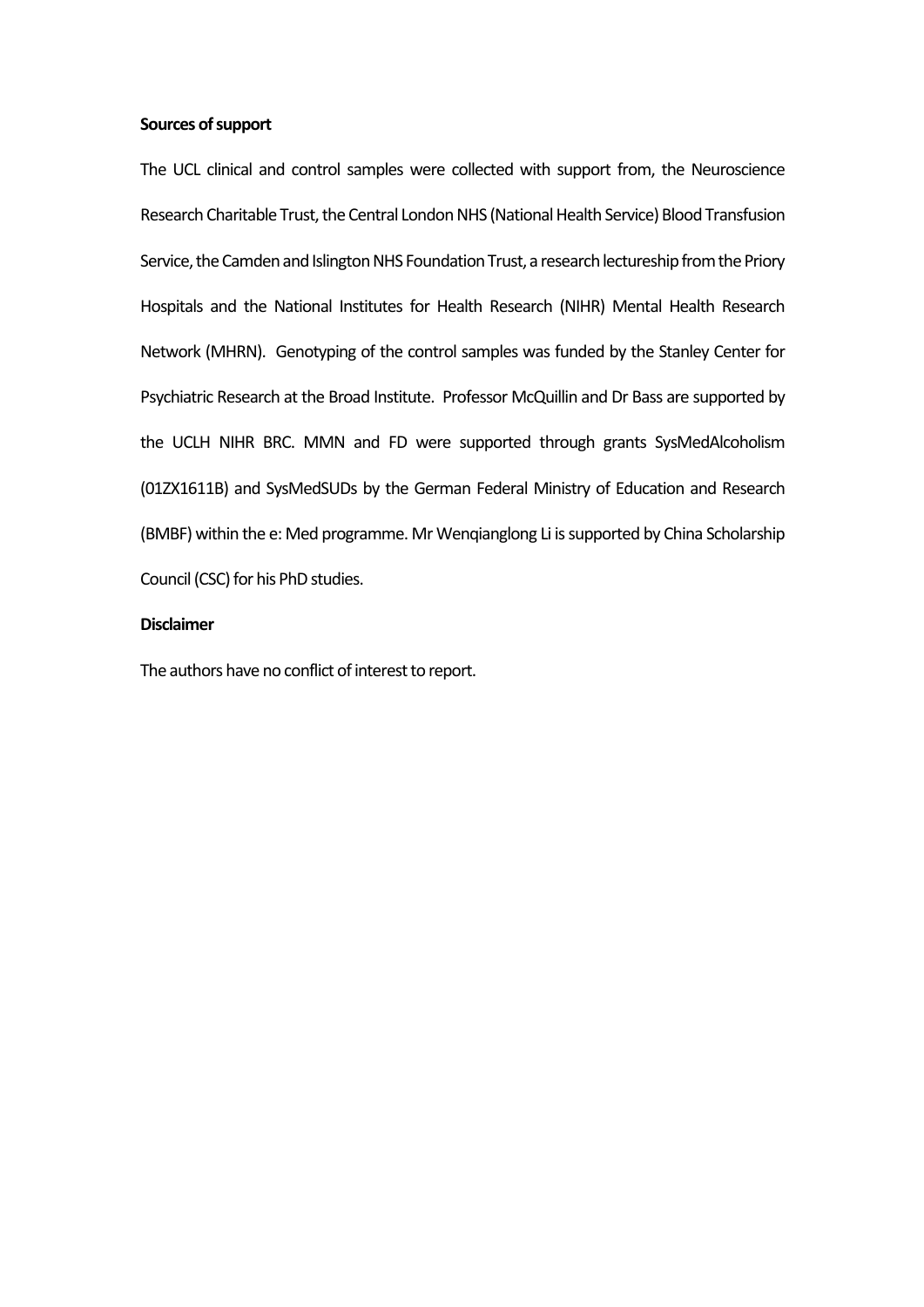**Sources of support**

The UCL clinical and control samples were collected with support from, the Neuroscience Research Charitable Trust, the Central London NHS (National Health Service) Blood Transfusion Service, the Camden and Islington NHS Foundation Trust, a research lectureship from the Priory Hospitals and the National Institutes for Health Research (NIHR) Mental Health Research Network (MHRN). Genotyping of the control samples was funded by the Stanley Center for Psychiatric Research at the Broad Institute. Professor McQuillin and Dr Bass are supported by the UCLH NIHR BRC. MMN and FD were supported through grants SysMedAlcoholism (01ZX1611B) and SysMedSUDs by the German Federal Ministry of Education and Research (BMBF) within the e: Med programme. Mr Wenqianglong Li is supported by China Scholarship Council (CSC) for his PhD studies.

**Disclaimer**

The authors have no conflict of interest to report.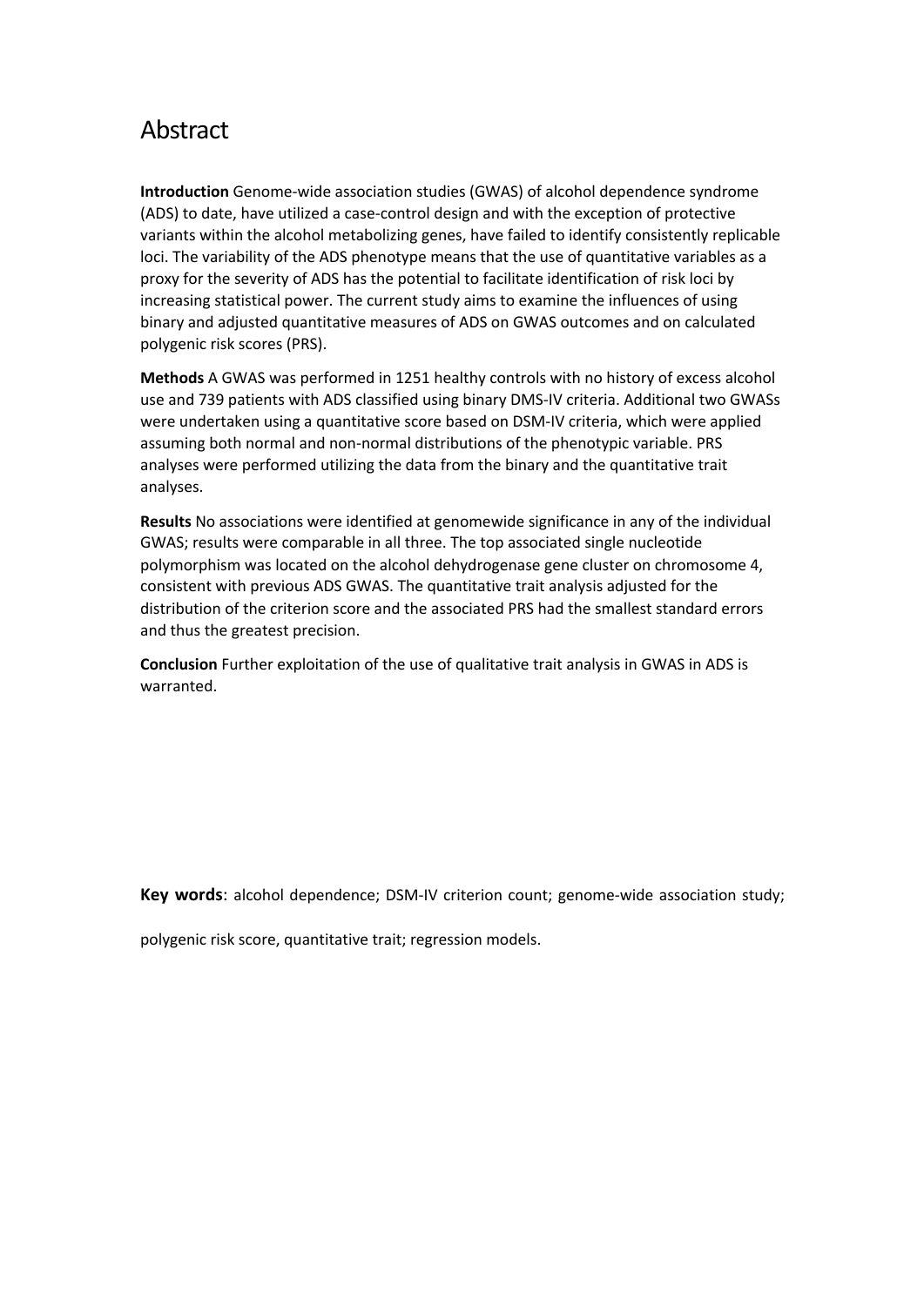# Abstract

**Introduction** Genome-wide association studies (GWAS) of alcohol dependence syndrome (ADS) to date, have utilized a case-control design and with the exception of protective variants within the alcohol metabolizing genes, have failed to identify consistently replicable loci. The variability of the ADS phenotype means that the use of quantitative variables as a proxy for the severity of ADS has the potential to facilitate identification of risk loci by increasing statistical power. The current study aims to examine the influences of using binary and adjusted quantitative measures of ADS on GWAS outcomes and on calculated polygenic risk scores (PRS).

**Methods** A GWAS was performed in 1251 healthy controls with no history of excess alcohol use and 739 patients with ADS classified using binary DMS-IV criteria. Additional two GWASs were undertaken using a quantitative score based on DSM-IV criteria, which were applied assuming both normal and non-normal distributions of the phenotypic variable. PRS analyses were performed utilizing the data from the binary and the quantitative trait analyses.

**Results** No associations were identified at genomewide significance in any of the individual GWAS; results were comparable in all three. The top associated single nucleotide polymorphism was located on the alcohol dehydrogenase gene cluster on chromosome 4, consistent with previous ADS GWAS. The quantitative trait analysis adjusted for the distribution of the criterion score and the associated PRS had the smallest standard errors and thus the greatest precision.

**Conclusion** Further exploitation of the use of qualitative trait analysis in GWAS in ADS is warranted.

**Key words**: alcohol dependence; DSM-IV criterion count; genome-wide association study; polygenic risk score, quantitative trait; regression models.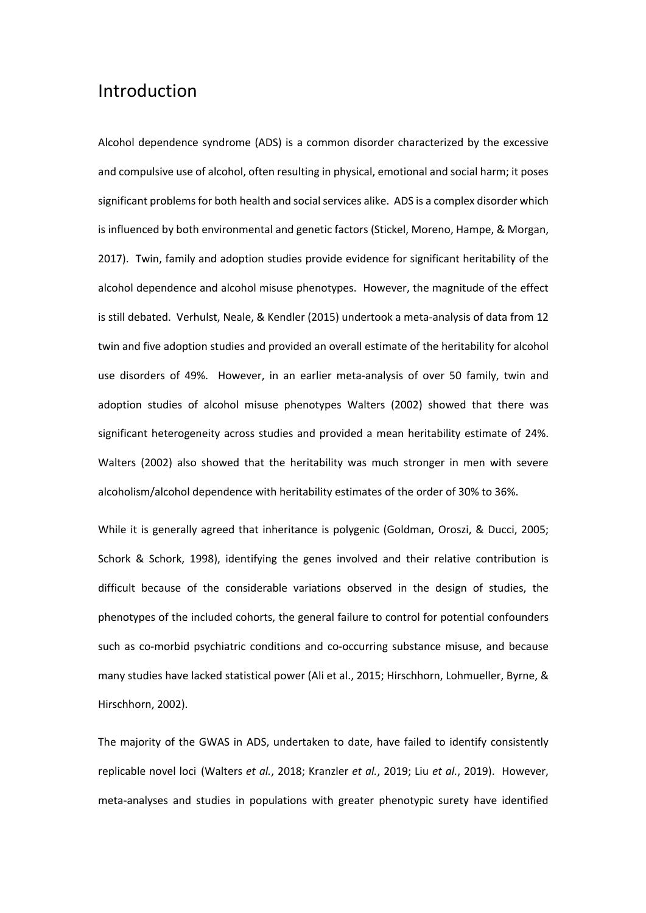# Introduction

Alcohol dependence syndrome (ADS) is a common disorder characterized by the excessive and compulsive use of alcohol, often resulting in physical, emotional and social harm; it poses significant problems for both health and social services alike. ADS is a complex disorder which is influenced by both environmental and genetic factors (Stickel, Moreno, Hampe, & Morgan, 2017). Twin, family and adoption studies provide evidence for significant heritability of the alcohol dependence and alcohol misuse phenotypes. However, the magnitude of the effect is still debated. Verhulst, Neale, & Kendler (2015) undertook a meta-analysis of data from 12 twin and five adoption studies and provided an overall estimate of the heritability for alcohol use disorders of 49%. However, in an earlier meta-analysis of over 50 family, twin and adoption studies of alcohol misuse phenotypes Walters (2002) showed that there was significant heterogeneity across studies and provided a mean heritability estimate of 24%. Walters (2002) also showed that the heritability was much stronger in men with severe alcoholism/alcohol dependence with heritability estimates of the order of 30% to 36%.

While it is generally agreed that inheritance is polygenic (Goldman, Oroszi, & Ducci, 2005; Schork & Schork, 1998), identifying the genes involved and their relative contribution is difficult because of the considerable variations observed in the design of studies, the phenotypes of the included cohorts, the general failure to control for potential confounders such as co-morbid psychiatric conditions and co-occurring substance misuse, and because many studies have lacked statistical power (Ali et al., 2015; Hirschhorn, Lohmueller, Byrne, & Hirschhorn, 2002).

The majority of the GWAS in ADS, undertaken to date, have failed to identify consistently replicable novel loci (Walters *et al.*, 2018; Kranzler *et al.*, 2019; Liu *et al.*, 2019). However, meta-analyses and studies in populations with greater phenotypic surety have identified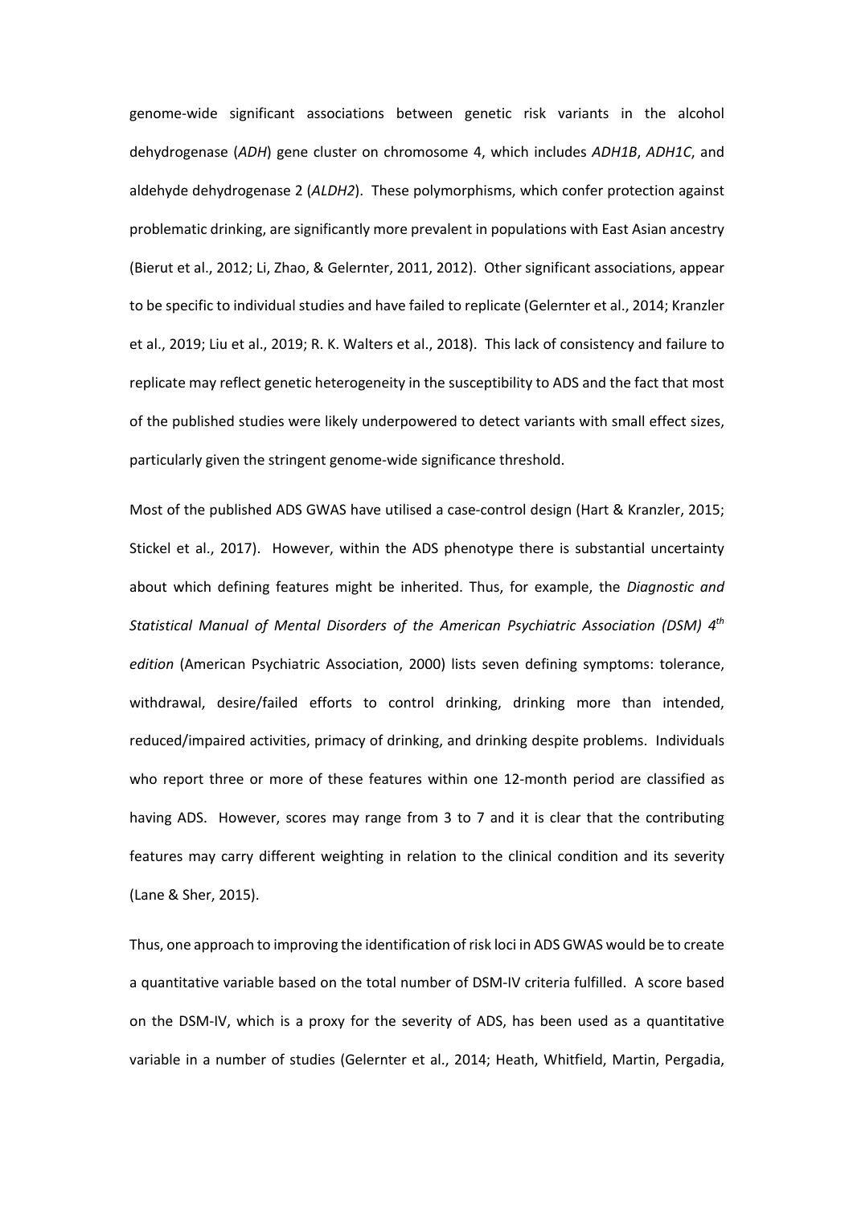genome-wide significant associations between genetic risk variants in the alcohol dehydrogenase (*ADH*) gene cluster on chromosome 4, which includes *ADH1B*, *ADH1C*, and aldehyde dehydrogenase 2 (*ALDH2*). These polymorphisms, which confer protection against problematic drinking, are significantly more prevalent in populations with East Asian ancestry (Bierut et al., 2012; Li, Zhao, & Gelernter, 2011, 2012). Other significant associations, appear to be specific to individual studies and have failed to replicate (Gelernter et al., 2014; Kranzler et al., 2019; Liu et al., 2019; R. K. Walters et al., 2018). This lack of consistency and failure to replicate may reflect genetic heterogeneity in the susceptibility to ADS and the fact that most of the published studies were likely underpowered to detect variants with small effect sizes, particularly given the stringent genome-wide significance threshold.

Most of the published ADS GWAS have utilised a case-control design (Hart & Kranzler, 2015; Stickel et al., 2017). However, within the ADS phenotype there is substantial uncertainty about which defining features might be inherited. Thus, for example, the *Diagnostic and Statistical Manual of Mental Disorders of the American Psychiatric Association (DSM) 4th edition* (American Psychiatric Association, 2000) lists seven defining symptoms: tolerance, withdrawal, desire/failed efforts to control drinking, drinking more than intended, reduced/impaired activities, primacy of drinking, and drinking despite problems. Individuals who report three or more of these features within one 12-month period are classified as having ADS. However, scores may range from 3 to 7 and it is clear that the contributing features may carry different weighting in relation to the clinical condition and its severity (Lane & Sher, 2015).

Thus, one approach to improving the identification of risk loci in ADS GWAS would be to create a quantitative variable based on the total number of DSM-IV criteria fulfilled. A score based on the DSM-IV, which is a proxy for the severity of ADS, has been used as a quantitative variable in a number of studies (Gelernter et al., 2014; Heath, Whitfield, Martin, Pergadia,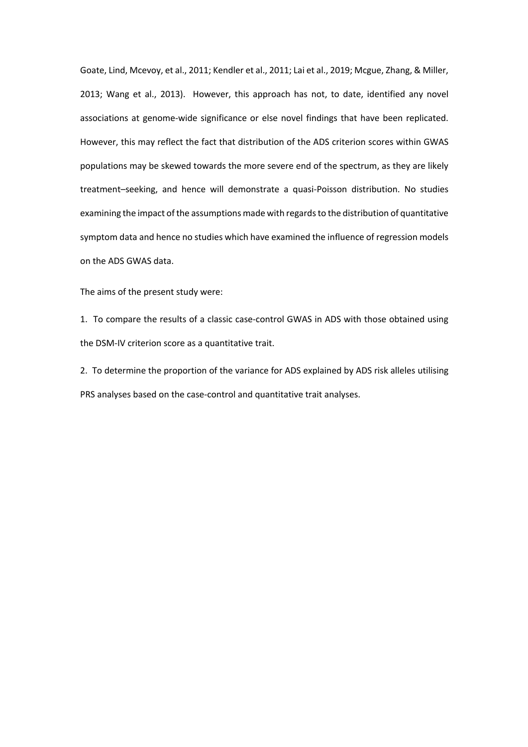Goate, Lind, Mcevoy, et al., 2011; Kendler et al., 2011; Lai et al., 2019; Mcgue, Zhang, & Miller, 2013; Wang et al., 2013). However, this approach has not, to date, identified any novel associations at genome-wide significance or else novel findings that have been replicated. However, this may reflect the fact that distribution of the ADS criterion scores within GWAS populations may be skewed towards the more severe end of the spectrum, as they are likely treatment–seeking, and hence will demonstrate a quasi-Poisson distribution. No studies examining the impact of the assumptions made with regards to the distribution of quantitative symptom data and hence no studies which have examined the influence of regression models on the ADS GWAS data.

The aims of the present study were:

1. To compare the results of a classic case-control GWAS in ADS with those obtained using the DSM-IV criterion score as a quantitative trait.

2. To determine the proportion of the variance for ADS explained by ADS risk alleles utilising PRS analyses based on the case-control and quantitative trait analyses.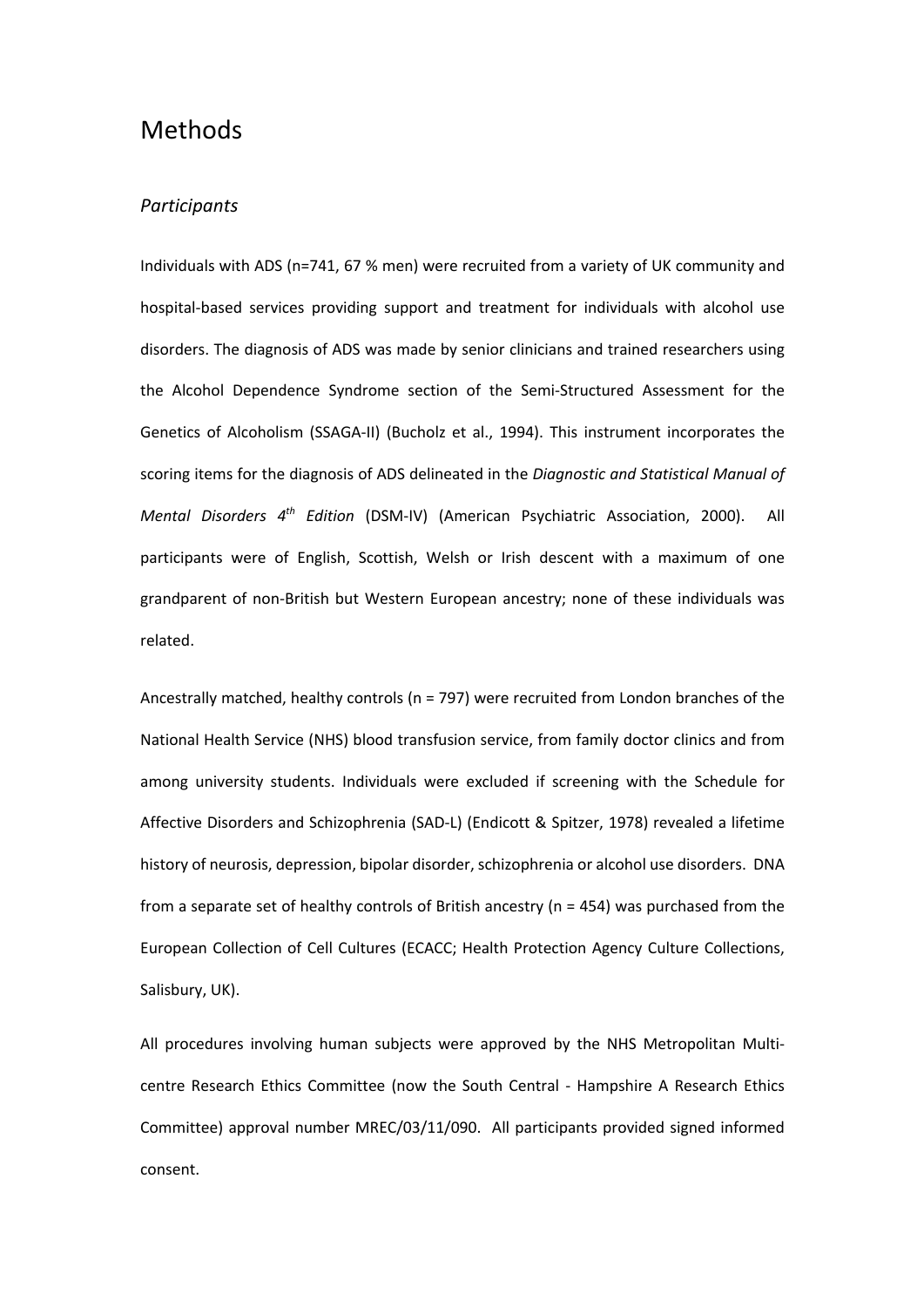# Methods

## *Participants*

Individuals with ADS (n=741, 67 % men) were recruited from a variety of UK community and hospital-based services providing support and treatment for individuals with alcohol use disorders. The diagnosis of ADS was made by senior clinicians and trained researchers using the Alcohol Dependence Syndrome section of the Semi-Structured Assessment for the Genetics of Alcoholism (SSAGA-II) (Bucholz et al., 1994). This instrument incorporates the scoring items for the diagnosis of ADS delineated in the *Diagnostic and Statistical Manual of Mental Disorders 4th Edition* (DSM-IV) (American Psychiatric Association, 2000). All participants were of English, Scottish, Welsh or Irish descent with a maximum of one grandparent of non-British but Western European ancestry; none of these individuals was related.

Ancestrally matched, healthy controls (n = 797) were recruited from London branches of the National Health Service (NHS) blood transfusion service, from family doctor clinics and from among university students. Individuals were excluded if screening with the Schedule for Affective Disorders and Schizophrenia (SAD-L) (Endicott & Spitzer, 1978) revealed a lifetime history of neurosis, depression, bipolar disorder, schizophrenia or alcohol use disorders. DNA from a separate set of healthy controls of British ancestry (n = 454) was purchased from the European Collection of Cell Cultures (ECACC; Health Protection Agency Culture Collections, Salisbury, UK).

All procedures involving human subjects were approved by the NHS Metropolitan Multi-centre Research Ethics Committee (now the South Central - Hampshire A Research Ethics Committee) approval number MREC/03/11/090. All participants provided signed informed consent.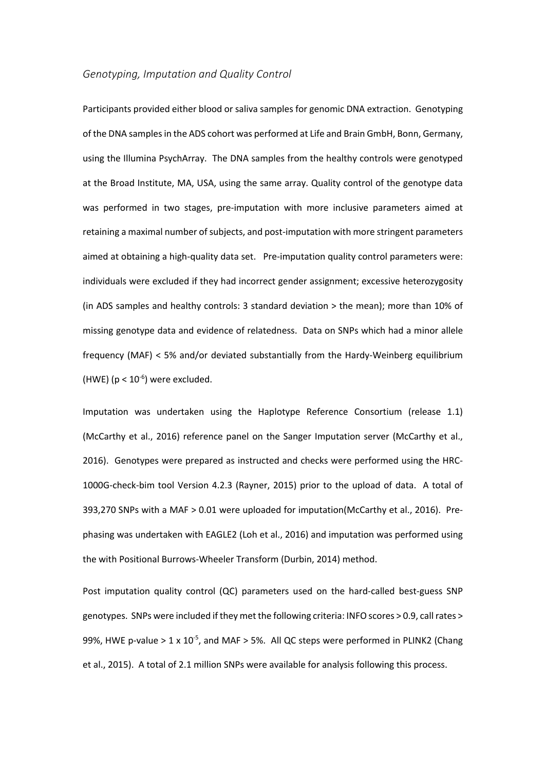### *Genotyping, Imputation and Quality Control*

Participants provided either blood or saliva samples for genomic DNA extraction. Genotyping of the DNA samples in the ADS cohort was performed at Life and Brain GmbH, Bonn, Germany, using the Illumina PsychArray. The DNA samples from the healthy controls were genotyped at the Broad Institute, MA, USA, using the same array. Quality control of the genotype data was performed in two stages, pre-imputation with more inclusive parameters aimed at retaining a maximal number of subjects, and post-imputation with more stringent parameters aimed at obtaining a high-quality data set. Pre-imputation quality control parameters were: individuals were excluded if they had incorrect gender assignment; excessive heterozygosity (in ADS samples and healthy controls: 3 standard deviation > the mean); more than 10% of missing genotype data and evidence of relatedness. Data on SNPs which had a minor allele frequency (MAF) < 5% and/or deviated substantially from the Hardy-Weinberg equilibrium (HWE) ($p < 10^{-6}$) were excluded.

Imputation was undertaken using the Haplotype Reference Consortium (release 1.1) (McCarthy et al., 2016) reference panel on the Sanger Imputation server (McCarthy et al., 2016). Genotypes were prepared as instructed and checks were performed using the HRC-1000G-check-bim tool Version 4.2.3 (Rayner, 2015) prior to the upload of data. A total of 393,270 SNPs with a MAF > 0.01 were uploaded for imputation(McCarthy et al., 2016). Pre-phasing was undertaken with EAGLE2 (Loh et al., 2016) and imputation was performed using the with Positional Burrows-Wheeler Transform (Durbin, 2014) method.

Post imputation quality control (QC) parameters used on the hard-called best-guess SNP genotypes. SNPs were included if they met the following criteria: INFO scores > 0.9, call rates > 99%, HWE p-value > $1 \times 10^{-5}$, and MAF > 5%. All QC steps were performed in PLINK2 (Chang et al., 2015). A total of 2.1 million SNPs were available for analysis following this process.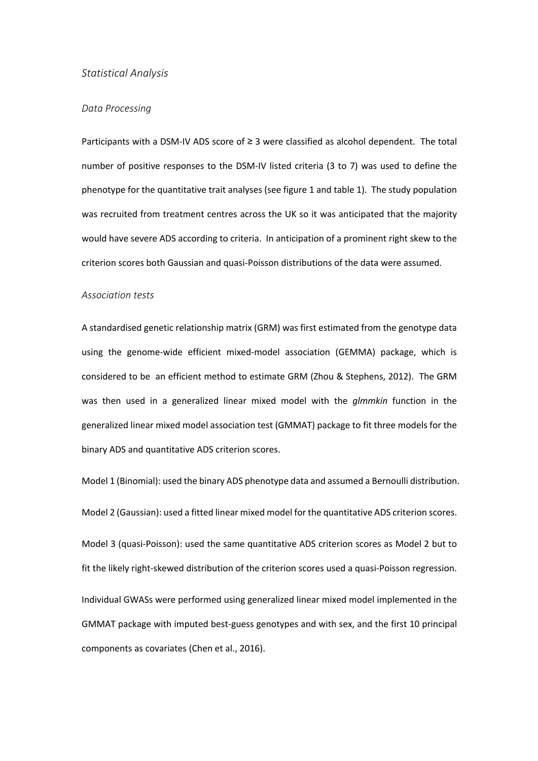## *Statistical Analysis*

### *Data Processing*

Participants with a DSM-IV ADS score of ≥ 3 were classified as alcohol dependent. The total number of positive responses to the DSM-IV listed criteria (3 to 7) was used to define the phenotype for the quantitative trait analyses (see figure 1 and table 1). The study population was recruited from treatment centres across the UK so it was anticipated that the majority would have severe ADS according to criteria. In anticipation of a prominent right skew to the criterion scores both Gaussian and quasi-Poisson distributions of the data were assumed.

### *Association tests*

A standardised genetic relationship matrix (GRM) was first estimated from the genotype data using the genome-wide efficient mixed-model association (GEMMA) package, which is considered to be an efficient method to estimate GRM (Zhou & Stephens, 2012). The GRM was then used in a generalized linear mixed model with the *glmmkin* function in the generalized linear mixed model association test (GMMAT) package to fit three models for the binary ADS and quantitative ADS criterion scores.

Model 1 (Binomial): used the binary ADS phenotype data and assumed a Bernoulli distribution.

Model 2 (Gaussian): used a fitted linear mixed model for the quantitative ADS criterion scores.

Model 3 (quasi-Poisson): used the same quantitative ADS criterion scores as Model 2 but to fit the likely right-skewed distribution of the criterion scores used a quasi-Poisson regression.

Individual GWASs were performed using generalized linear mixed model implemented in the GMMAT package with imputed best-guess genotypes and with sex, and the first 10 principal components as covariates (Chen et al., 2016).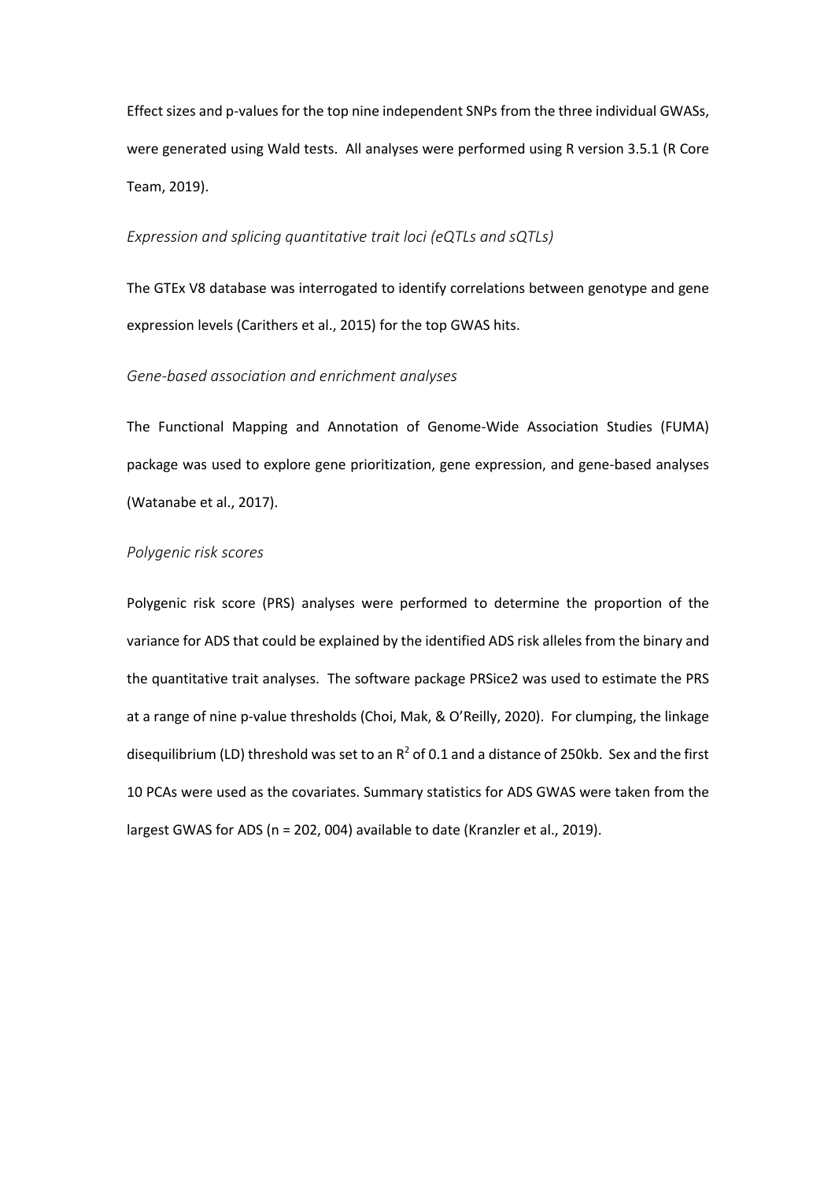Effect sizes and p-values for the top nine independent SNPs from the three individual GWASs, were generated using Wald tests. All analyses were performed using R version 3.5.1 (R Core Team, 2019).

### *Expression and splicing quantitative trait loci (eQTLs and sQTLs)*

The GTEx V8 database was interrogated to identify correlations between genotype and gene expression levels (Carithers et al., 2015) for the top GWAS hits.

### *Gene-based association and enrichment analyses*

The Functional Mapping and Annotation of Genome-Wide Association Studies (FUMA) package was used to explore gene prioritization, gene expression, and gene-based analyses (Watanabe et al., 2017).

### *Polygenic risk scores*

Polygenic risk score (PRS) analyses were performed to determine the proportion of the variance for ADS that could be explained by the identified ADS risk alleles from the binary and the quantitative trait analyses. The software package PRSice2 was used to estimate the PRS at a range of nine p-value thresholds (Choi, Mak, & O'Reilly, 2020). For clumping, the linkage disequilibrium (LD) threshold was set to an $R^2$ of 0.1 and a distance of 250kb. Sex and the first 10 PCAs were used as the covariates. Summary statistics for ADS GWAS were taken from the largest GWAS for ADS (n = 202, 004) available to date (Kranzler et al., 2019).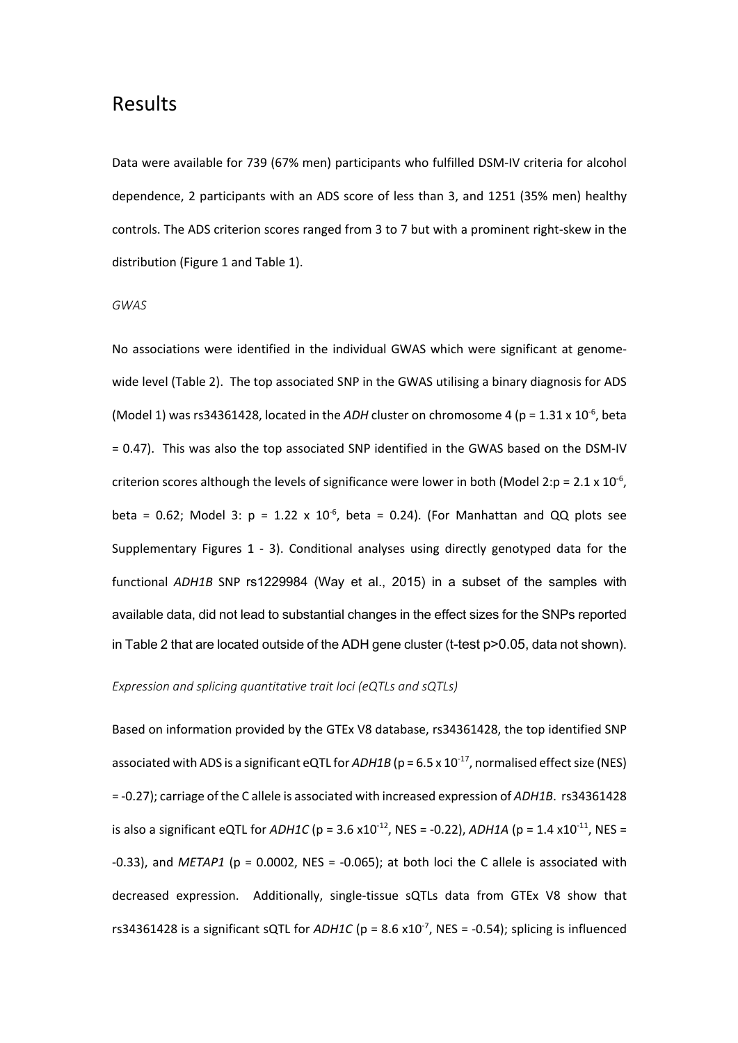# Results

Data were available for 739 (67% men) participants who fulfilled DSM-IV criteria for alcohol dependence, 2 participants with an ADS score of less than 3, and 1251 (35% men) healthy controls. The ADS criterion scores ranged from 3 to 7 but with a prominent right-skew in the distribution (Figure 1 and Table 1).

*GWAS*

No associations were identified in the individual GWAS which were significant at genome-wide level (Table 2). The top associated SNP in the GWAS utilising a binary diagnosis for ADS (Model 1) was rs34361428, located in the *ADH* cluster on chromosome 4 ($p = 1.31 \times 10^{-6}$, beta = 0.47). This was also the top associated SNP identified in the GWAS based on the DSM-IV criterion scores although the levels of significance were lower in both (Model 2:$p = 2.1 \times 10^{-6}$, beta = 0.62; Model 3: $p = 1.22 \times 10^{-6}$, beta = 0.24). (For Manhattan and QQ plots see Supplementary Figures 1 - 3). Conditional analyses using directly genotyped data for the functional *ADH1B* SNP rs1229984 (Way et al., 2015) in a subset of the samples with available data, did not lead to substantial changes in the effect sizes for the SNPs reported in Table 2 that are located outside of the ADH gene cluster (t-test $p>0.05$, data not shown).

*Expression and splicing quantitative trait loci (eQTLs and sQTLs)*

Based on information provided by the GTEx V8 database, rs34361428, the top identified SNP associated with ADS is a significant eQTL for *ADH1B* ($p = 6.5 \times 10^{-17}$, normalised effect size (NES) = -0.27); carriage of the C allele is associated with increased expression of *ADH1B*. rs34361428 is also a significant eQTL for *ADH1C* ($p = 3.6 \times 10^{-12}$, NES = -0.22), *ADH1A* ($p = 1.4 \times 10^{-11}$, NES = -0.33), and *METAP1* (p = 0.0002, NES = -0.065); at both loci the C allele is associated with decreased expression. Additionally, single-tissue sQTLs data from GTEx V8 show that rs34361428 is a significant sQTL for *ADH1C* ($p = 8.6 \times 10^{-7}$, NES = -0.54); splicing is influenced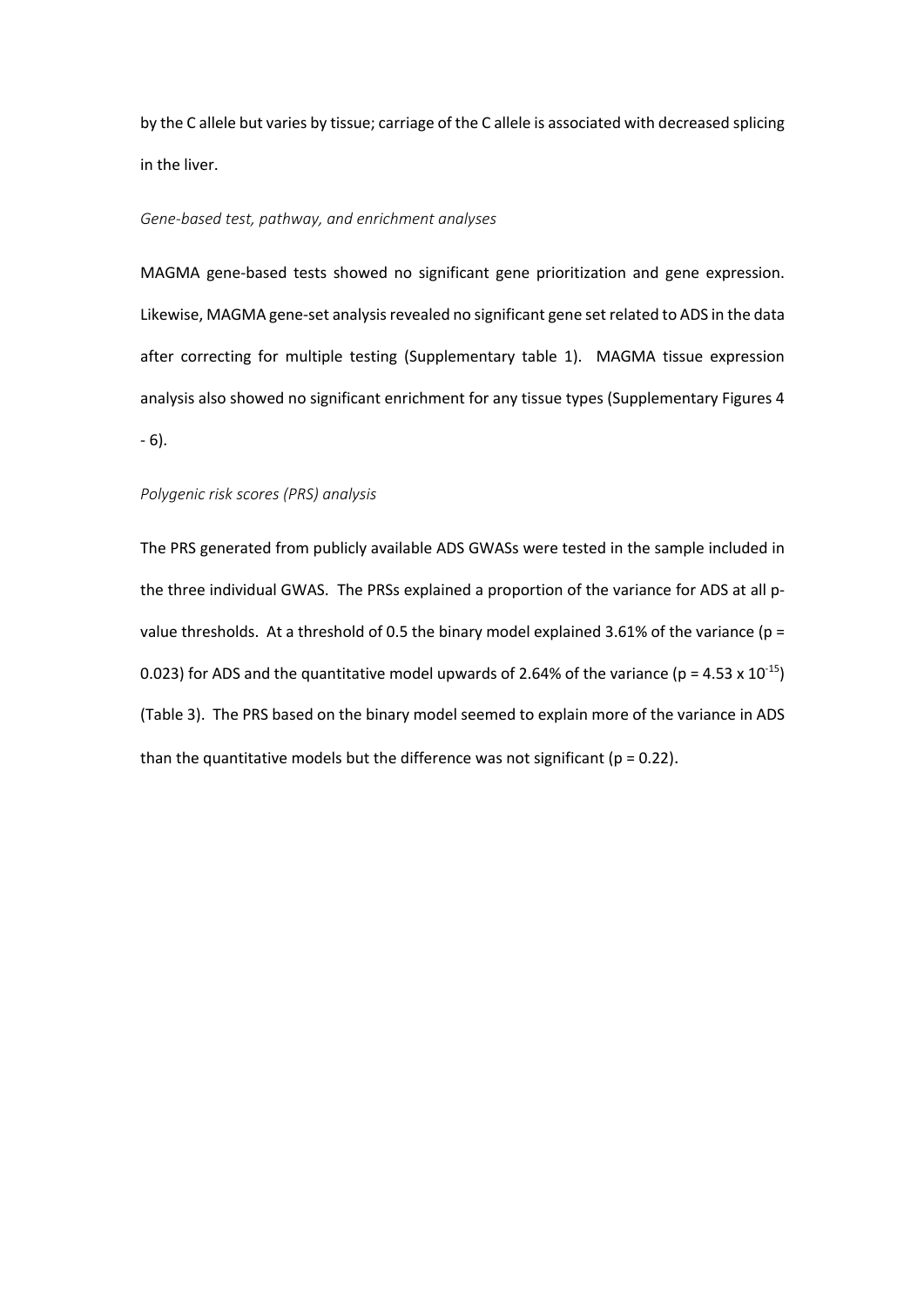by the C allele but varies by tissue; carriage of the C allele is associated with decreased splicing in the liver.

*Gene-based test, pathway, and enrichment analyses*

MAGMA gene-based tests showed no significant gene prioritization and gene expression. Likewise, MAGMA gene-set analysis revealed no significant gene set related to ADS in the data after correcting for multiple testing (Supplementary table 1). MAGMA tissue expression analysis also showed no significant enrichment for any tissue types (Supplementary Figures 4 - 6).

*Polygenic risk scores (PRS) analysis*

The PRS generated from publicly available ADS GWASs were tested in the sample included in the three individual GWAS. The PRSs explained a proportion of the variance for ADS at all p-value thresholds. At a threshold of 0.5 the binary model explained 3.61% of the variance ($p = 0.023$) for ADS and the quantitative model upwards of 2.64% of the variance ($p = 4.53 \times 10^{-15}$) (Table 3). The PRS based on the binary model seemed to explain more of the variance in ADS than the quantitative models but the difference was not significant ($p = 0.22$).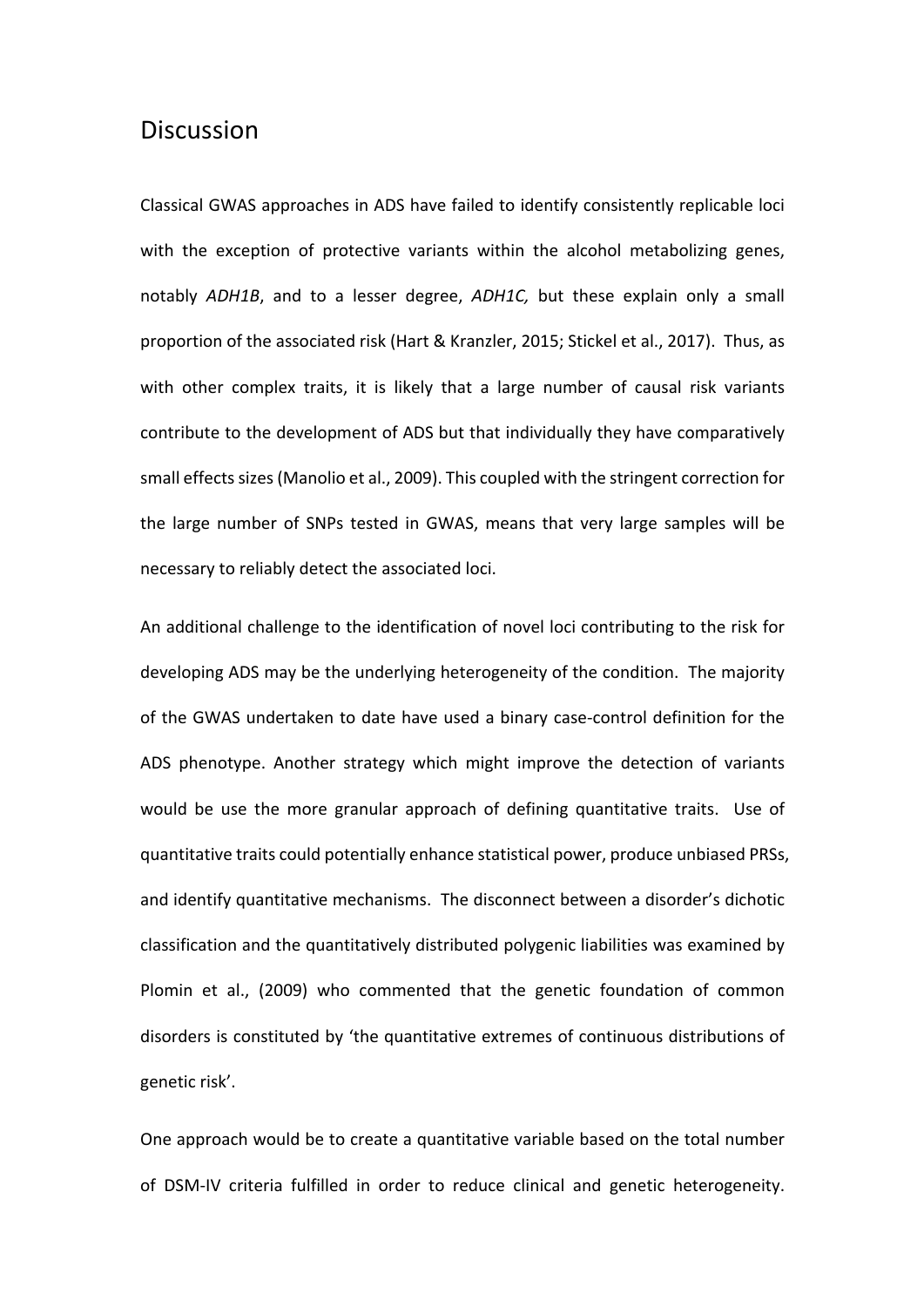## Discussion

Classical GWAS approaches in ADS have failed to identify consistently replicable loci with the exception of protective variants within the alcohol metabolizing genes, notably *ADH1B*, and to a lesser degree, *ADH1C,* but these explain only a small proportion of the associated risk (Hart & Kranzler, 2015; Stickel et al., 2017). Thus, as with other complex traits, it is likely that a large number of causal risk variants contribute to the development of ADS but that individually they have comparatively small effects sizes (Manolio et al., 2009). This coupled with the stringent correction for the large number of SNPs tested in GWAS, means that very large samples will be necessary to reliably detect the associated loci.

An additional challenge to the identification of novel loci contributing to the risk for developing ADS may be the underlying heterogeneity of the condition. The majority of the GWAS undertaken to date have used a binary case-control definition for the ADS phenotype. Another strategy which might improve the detection of variants would be use the more granular approach of defining quantitative traits. Use of quantitative traits could potentially enhance statistical power, produce unbiased PRSs, and identify quantitative mechanisms. The disconnect between a disorder's dichotic classification and the quantitatively distributed polygenic liabilities was examined by Plomin et al., (2009) who commented that the genetic foundation of common disorders is constituted by 'the quantitative extremes of continuous distributions of genetic risk'.

One approach would be to create a quantitative variable based on the total number of DSM-IV criteria fulfilled in order to reduce clinical and genetic heterogeneity.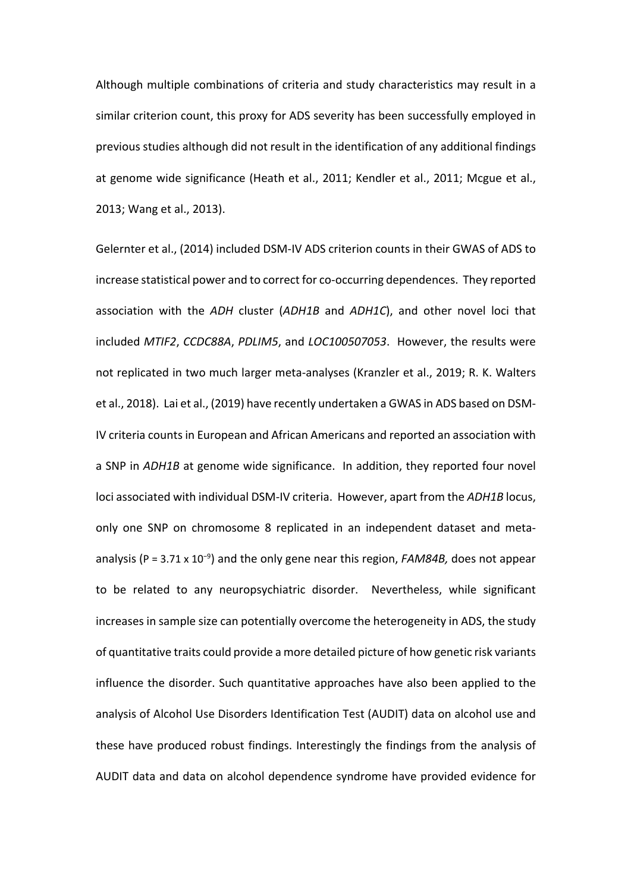Although multiple combinations of criteria and study characteristics may result in a similar criterion count, this proxy for ADS severity has been successfully employed in previous studies although did not result in the identification of any additional findings at genome wide significance (Heath et al., 2011; Kendler et al., 2011; Mcgue et al., 2013; Wang et al., 2013).

Gelernter et al., (2014) included DSM-IV ADS criterion counts in their GWAS of ADS to increase statistical power and to correct for co-occurring dependences. They reported association with the *ADH* cluster (*ADH1B* and *ADH1C*), and other novel loci that included *MTIF2*, *CCDC88A*, *PDLIM5*, and *LOC100507053*. However, the results were not replicated in two much larger meta-analyses (Kranzler et al., 2019; R. K. Walters et al., 2018). Lai et al., (2019) have recently undertaken a GWAS in ADS based on DSM-IV criteria counts in European and African Americans and reported an association with a SNP in *ADH1B* at genome wide significance. In addition, they reported four novel loci associated with individual DSM-IV criteria. However, apart from the *ADH1B* locus, only one SNP on chromosome 8 replicated in an independent dataset and meta-analysis ($P = 3.71 \times 10^{-9}$) and the only gene near this region, *FAM84B,* does not appear to be related to any neuropsychiatric disorder. Nevertheless, while significant increases in sample size can potentially overcome the heterogeneity in ADS, the study of quantitative traits could provide a more detailed picture of how genetic risk variants influence the disorder. Such quantitative approaches have also been applied to the analysis of Alcohol Use Disorders Identification Test (AUDIT) data on alcohol use and these have produced robust findings. Interestingly the findings from the analysis of AUDIT data and data on alcohol dependence syndrome have provided evidence for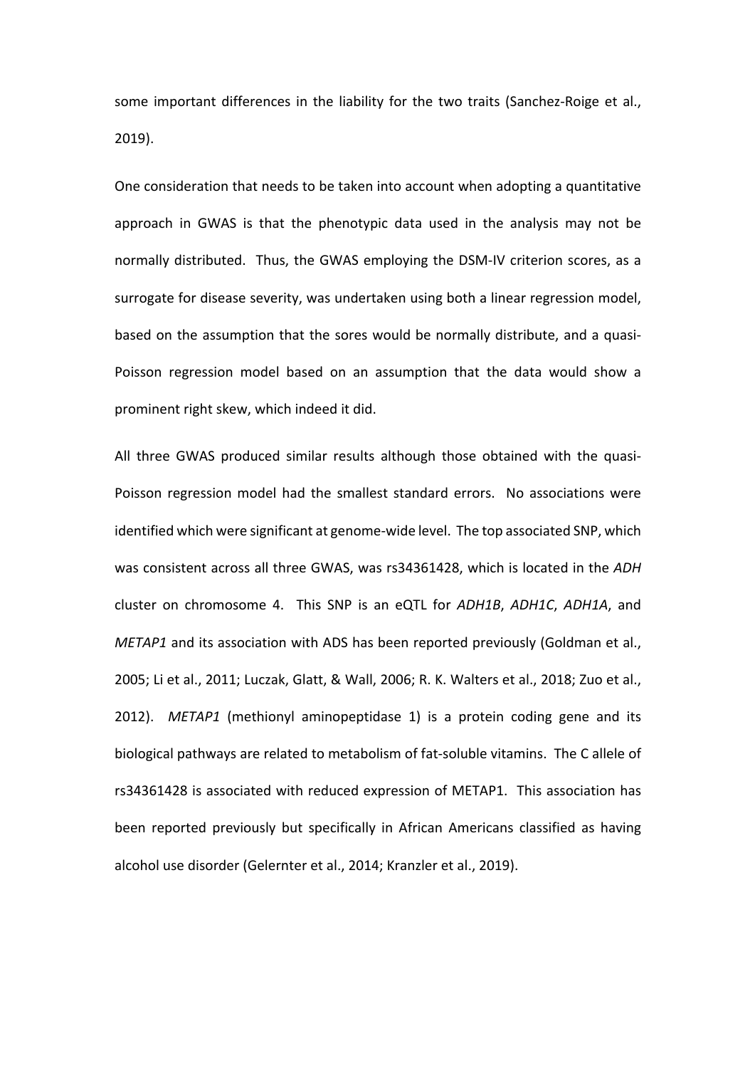some important differences in the liability for the two traits (Sanchez-Roige et al., 2019).

One consideration that needs to be taken into account when adopting a quantitative approach in GWAS is that the phenotypic data used in the analysis may not be normally distributed. Thus, the GWAS employing the DSM-IV criterion scores, as a surrogate for disease severity, was undertaken using both a linear regression model, based on the assumption that the sores would be normally distribute, and a quasi-Poisson regression model based on an assumption that the data would show a prominent right skew, which indeed it did.

All three GWAS produced similar results although those obtained with the quasi-Poisson regression model had the smallest standard errors. No associations were identified which were significant at genome-wide level. The top associated SNP, which was consistent across all three GWAS, was rs34361428, which is located in the *ADH* cluster on chromosome 4. This SNP is an eQTL for *ADH1B*, *ADH1C*, *ADH1A*, and *METAP1* and its association with ADS has been reported previously (Goldman et al., 2005; Li et al., 2011; Luczak, Glatt, & Wall, 2006; R. K. Walters et al., 2018; Zuo et al., 2012). *METAP1* (methionyl aminopeptidase 1) is a protein coding gene and its biological pathways are related to metabolism of fat-soluble vitamins. The C allele of rs34361428 is associated with reduced expression of METAP1. This association has been reported previously but specifically in African Americans classified as having alcohol use disorder (Gelernter et al., 2014; Kranzler et al., 2019).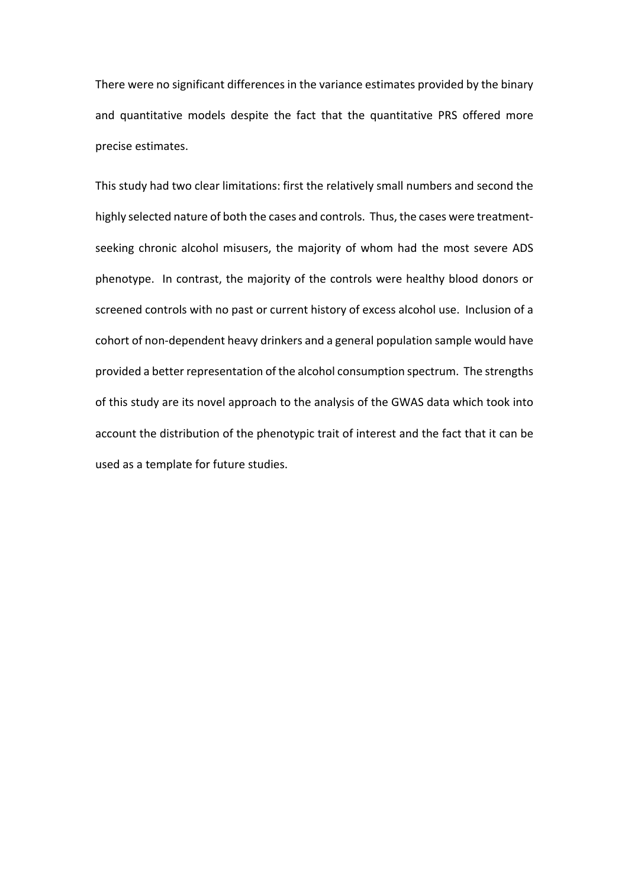There were no significant differences in the variance estimates provided by the binary and quantitative models despite the fact that the quantitative PRS offered more precise estimates.

This study had two clear limitations: first the relatively small numbers and second the highly selected nature of both the cases and controls. Thus, the cases were treatment-seeking chronic alcohol misusers, the majority of whom had the most severe ADS phenotype. In contrast, the majority of the controls were healthy blood donors or screened controls with no past or current history of excess alcohol use. Inclusion of a cohort of non-dependent heavy drinkers and a general population sample would have provided a better representation of the alcohol consumption spectrum. The strengths of this study are its novel approach to the analysis of the GWAS data which took into account the distribution of the phenotypic trait of interest and the fact that it can be used as a template for future studies.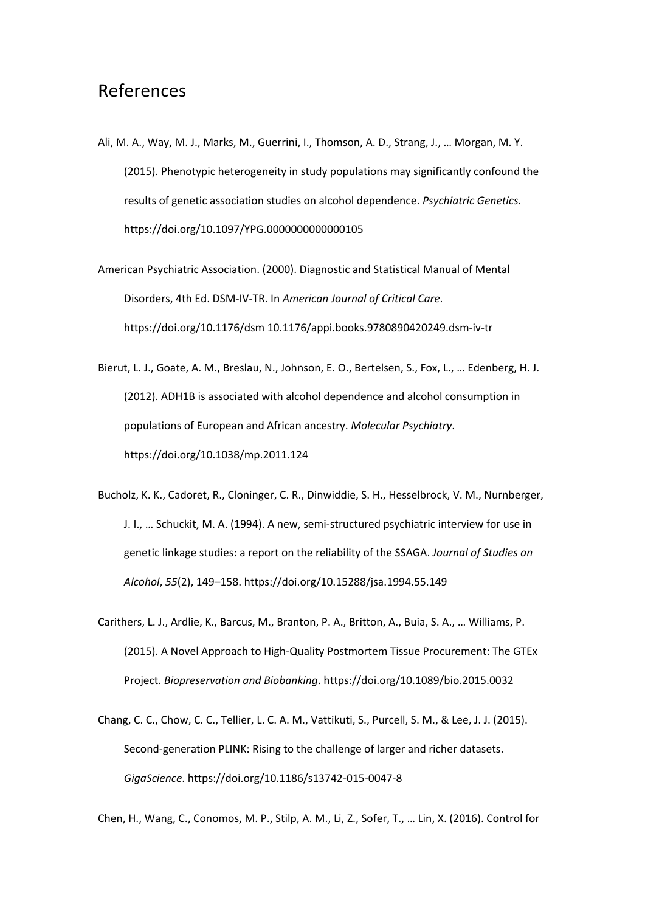## References

Ali, M. A., Way, M. J., Marks, M., Guerrini, I., Thomson, A. D., Strang, J., … Morgan, M. Y. (2015). Phenotypic heterogeneity in study populations may significantly confound the results of genetic association studies on alcohol dependence. *Psychiatric Genetics*. https://doi.org/10.1097/YPG.0000000000000105

American Psychiatric Association. (2000). Diagnostic and Statistical Manual of Mental Disorders, 4th Ed. DSM-IV-TR. In *American Journal of Critical Care*. https://doi.org/10.1176/dsm 10.1176/appi.books.9780890420249.dsm-iv-tr

Bierut, L. J., Goate, A. M., Breslau, N., Johnson, E. O., Bertelsen, S., Fox, L., … Edenberg, H. J. (2012). ADH1B is associated with alcohol dependence and alcohol consumption in populations of European and African ancestry. *Molecular Psychiatry*. https://doi.org/10.1038/mp.2011.124

Bucholz, K. K., Cadoret, R., Cloninger, C. R., Dinwiddie, S. H., Hesselbrock, V. M., Nurnberger, J. I., … Schuckit, M. A. (1994). A new, semi-structured psychiatric interview for use in genetic linkage studies: a report on the reliability of the SSAGA. *Journal of Studies on Alcohol*, *55*(2), 149–158. https://doi.org/10.15288/jsa.1994.55.149

Carithers, L. J., Ardlie, K., Barcus, M., Branton, P. A., Britton, A., Buia, S. A., … Williams, P. (2015). A Novel Approach to High-Quality Postmortem Tissue Procurement: The GTEx Project. *Biopreservation and Biobanking*. https://doi.org/10.1089/bio.2015.0032

Chang, C. C., Chow, C. C., Tellier, L. C. A. M., Vattikuti, S., Purcell, S. M., & Lee, J. J. (2015). Second-generation PLINK: Rising to the challenge of larger and richer datasets. *GigaScience*. https://doi.org/10.1186/s13742-015-0047-8

Chen, H., Wang, C., Conomos, M. P., Stilp, A. M., Li, Z., Sofer, T., … Lin, X. (2016). Control for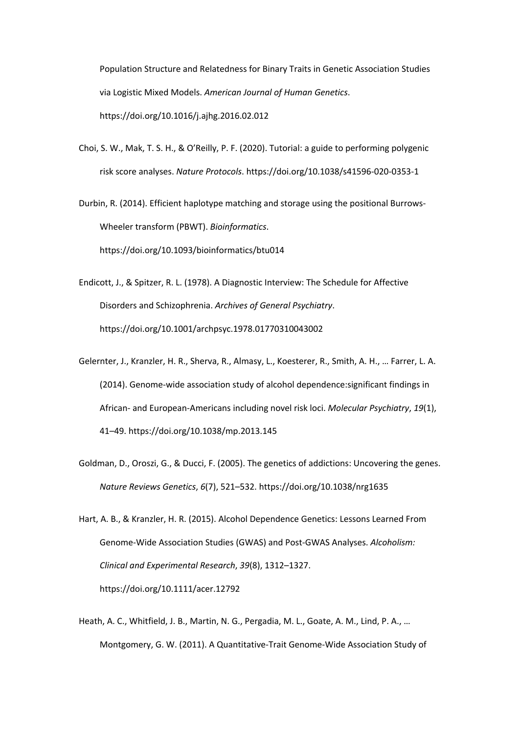Population Structure and Relatedness for Binary Traits in Genetic Association Studies via Logistic Mixed Models. *American Journal of Human Genetics*. https://doi.org/10.1016/j.ajhg.2016.02.012

Choi, S. W., Mak, T. S. H., & O'Reilly, P. F. (2020). Tutorial: a guide to performing polygenic risk score analyses. *Nature Protocols*. https://doi.org/10.1038/s41596-020-0353-1

Durbin, R. (2014). Efficient haplotype matching and storage using the positional Burrows-Wheeler transform (PBWT). *Bioinformatics*. https://doi.org/10.1093/bioinformatics/btu014

Endicott, J., & Spitzer, R. L. (1978). A Diagnostic Interview: The Schedule for Affective Disorders and Schizophrenia. *Archives of General Psychiatry*. https://doi.org/10.1001/archpsyc.1978.01770310043002

Gelernter, J., Kranzler, H. R., Sherva, R., Almasy, L., Koesterer, R., Smith, A. H., … Farrer, L. A. (2014). Genome-wide association study of alcohol dependence:significant findings in African- and European-Americans including novel risk loci. *Molecular Psychiatry*, *19*(1), 41–49. https://doi.org/10.1038/mp.2013.145

Goldman, D., Oroszi, G., & Ducci, F. (2005). The genetics of addictions: Uncovering the genes. *Nature Reviews Genetics*, *6*(7), 521–532. https://doi.org/10.1038/nrg1635

Hart, A. B., & Kranzler, H. R. (2015). Alcohol Dependence Genetics: Lessons Learned From Genome-Wide Association Studies (GWAS) and Post-GWAS Analyses. *Alcoholism: Clinical and Experimental Research*, *39*(8), 1312–1327. https://doi.org/10.1111/acer.12792

Heath, A. C., Whitfield, J. B., Martin, N. G., Pergadia, M. L., Goate, A. M., Lind, P. A., … Montgomery, G. W. (2011). A Quantitative-Trait Genome-Wide Association Study of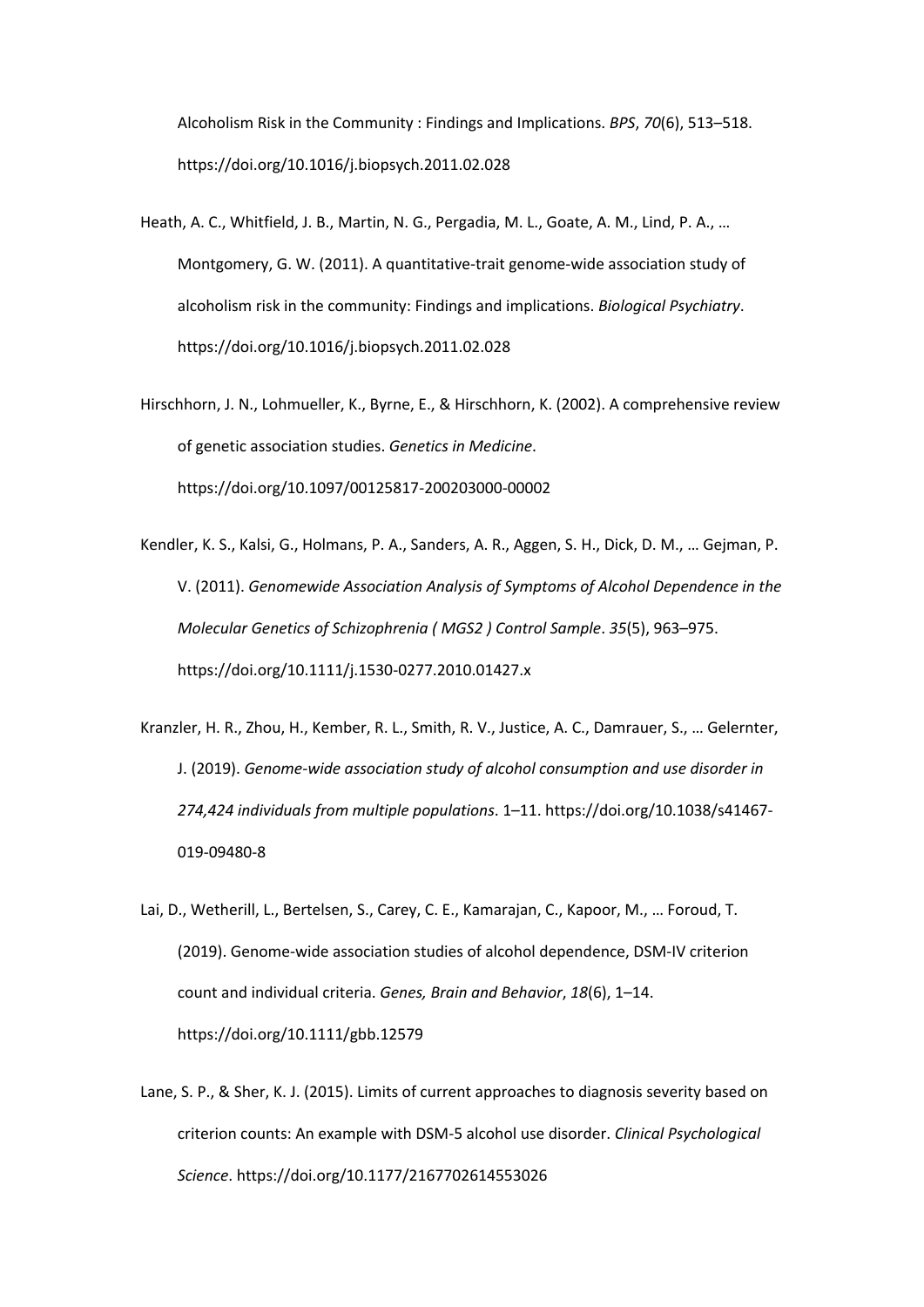Alcoholism Risk in the Community : Findings and Implications. *BPS*, *70*(6), 513–518. https://doi.org/10.1016/j.biopsych.2011.02.028

Heath, A. C., Whitfield, J. B., Martin, N. G., Pergadia, M. L., Goate, A. M., Lind, P. A., … Montgomery, G. W. (2011). A quantitative-trait genome-wide association study of alcoholism risk in the community: Findings and implications. *Biological Psychiatry*. https://doi.org/10.1016/j.biopsych.2011.02.028

Hirschhorn, J. N., Lohmueller, K., Byrne, E., & Hirschhorn, K. (2002). A comprehensive review of genetic association studies. *Genetics in Medicine*. https://doi.org/10.1097/00125817-200203000-00002

Kendler, K. S., Kalsi, G., Holmans, P. A., Sanders, A. R., Aggen, S. H., Dick, D. M., … Gejman, P. V. (2011). *Genomewide Association Analysis of Symptoms of Alcohol Dependence in the Molecular Genetics of Schizophrenia ( MGS2 ) Control Sample*. *35*(5), 963–975. https://doi.org/10.1111/j.1530-0277.2010.01427.x

Kranzler, H. R., Zhou, H., Kember, R. L., Smith, R. V., Justice, A. C., Damrauer, S., … Gelernter, J. (2019). *Genome-wide association study of alcohol consumption and use disorder in 274,424 individuals from multiple populations*. 1–11. https://doi.org/10.1038/s41467-019-09480-8

Lai, D., Wetherill, L., Bertelsen, S., Carey, C. E., Kamarajan, C., Kapoor, M., … Foroud, T. (2019). Genome-wide association studies of alcohol dependence, DSM-IV criterion count and individual criteria. *Genes, Brain and Behavior*, *18*(6), 1–14. https://doi.org/10.1111/gbb.12579

Lane, S. P., & Sher, K. J. (2015). Limits of current approaches to diagnosis severity based on criterion counts: An example with DSM-5 alcohol use disorder. *Clinical Psychological Science*. https://doi.org/10.1177/2167702614553026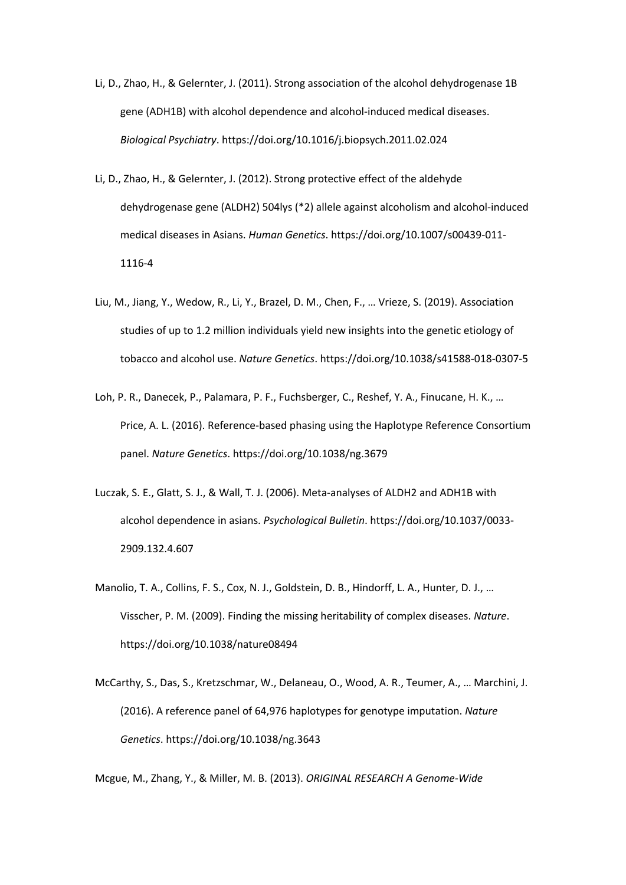Li, D., Zhao, H., & Gelernter, J. (2011). Strong association of the alcohol dehydrogenase 1B gene (ADH1B) with alcohol dependence and alcohol-induced medical diseases. *Biological Psychiatry*. https://doi.org/10.1016/j.biopsych.2011.02.024

Li, D., Zhao, H., & Gelernter, J. (2012). Strong protective effect of the aldehyde dehydrogenase gene (ALDH2) 504lys (*2) allele against alcoholism and alcohol-induced medical diseases in Asians. *Human Genetics*. https://doi.org/10.1007/s00439-011-1116-4

Liu, M., Jiang, Y., Wedow, R., Li, Y., Brazel, D. M., Chen, F., … Vrieze, S. (2019). Association studies of up to 1.2 million individuals yield new insights into the genetic etiology of tobacco and alcohol use. *Nature Genetics*. https://doi.org/10.1038/s41588-018-0307-5

Loh, P. R., Danecek, P., Palamara, P. F., Fuchsberger, C., Reshef, Y. A., Finucane, H. K., … Price, A. L. (2016). Reference-based phasing using the Haplotype Reference Consortium panel. *Nature Genetics*. https://doi.org/10.1038/ng.3679

Luczak, S. E., Glatt, S. J., & Wall, T. J. (2006). Meta-analyses of ALDH2 and ADH1B with alcohol dependence in asians. *Psychological Bulletin*. https://doi.org/10.1037/0033-2909.132.4.607

Manolio, T. A., Collins, F. S., Cox, N. J., Goldstein, D. B., Hindorff, L. A., Hunter, D. J., … Visscher, P. M. (2009). Finding the missing heritability of complex diseases. *Nature*. https://doi.org/10.1038/nature08494

McCarthy, S., Das, S., Kretzschmar, W., Delaneau, O., Wood, A. R., Teumer, A., … Marchini, J. (2016). A reference panel of 64,976 haplotypes for genotype imputation. *Nature Genetics*. https://doi.org/10.1038/ng.3643

Mcgue, M., Zhang, Y., & Miller, M. B. (2013). *ORIGINAL RESEARCH A Genome-Wide*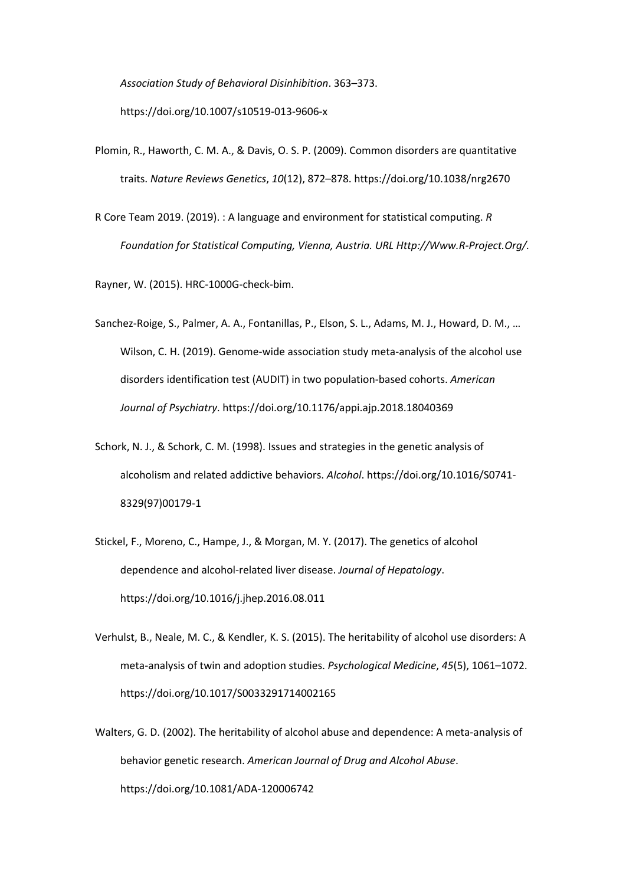*Association Study of Behavioral Disinhibition*. 363–373. https://doi.org/10.1007/s10519-013-9606-x

Plomin, R., Haworth, C. M. A., & Davis, O. S. P. (2009). Common disorders are quantitative traits. *Nature Reviews Genetics*, *10*(12), 872–878. https://doi.org/10.1038/nrg2670

R Core Team 2019. (2019). : A language and environment for statistical computing. *R Foundation for Statistical Computing, Vienna, Austria. URL Http://Www.R-Project.Org/.*

Rayner, W. (2015). HRC-1000G-check-bim.

Sanchez-Roige, S., Palmer, A. A., Fontanillas, P., Elson, S. L., Adams, M. J., Howard, D. M., … Wilson, C. H. (2019). Genome-wide association study meta-analysis of the alcohol use disorders identification test (AUDIT) in two population-based cohorts. *American Journal of Psychiatry*. https://doi.org/10.1176/appi.ajp.2018.18040369

Schork, N. J., & Schork, C. M. (1998). Issues and strategies in the genetic analysis of alcoholism and related addictive behaviors. *Alcohol*. https://doi.org/10.1016/S0741-8329(97)00179-1

Stickel, F., Moreno, C., Hampe, J., & Morgan, M. Y. (2017). The genetics of alcohol dependence and alcohol-related liver disease. *Journal of Hepatology*. https://doi.org/10.1016/j.jhep.2016.08.011

Verhulst, B., Neale, M. C., & Kendler, K. S. (2015). The heritability of alcohol use disorders: A meta-analysis of twin and adoption studies. *Psychological Medicine*, *45*(5), 1061–1072. https://doi.org/10.1017/S0033291714002165

Walters, G. D. (2002). The heritability of alcohol abuse and dependence: A meta-analysis of behavior genetic research. *American Journal of Drug and Alcohol Abuse*. https://doi.org/10.1081/ADA-120006742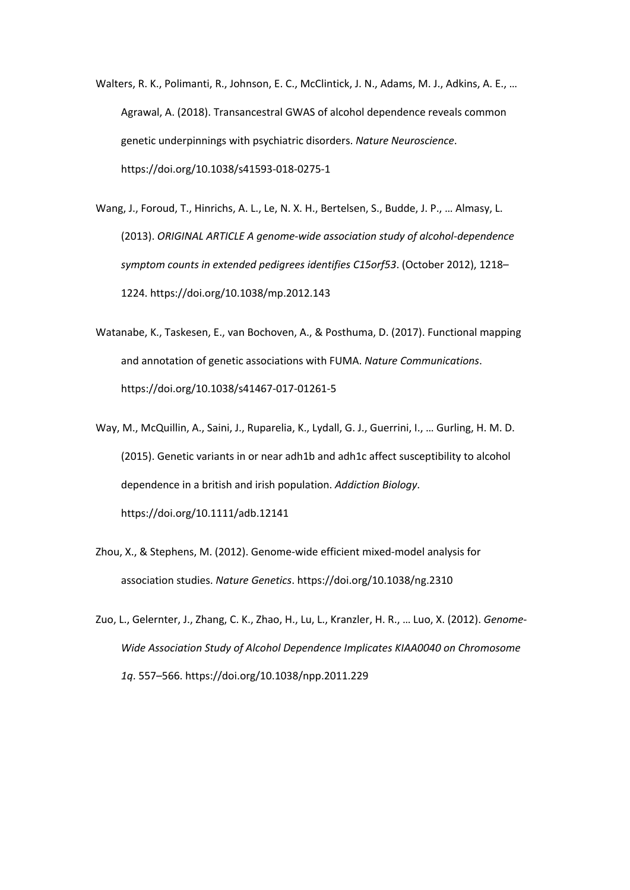Walters, R. K., Polimanti, R., Johnson, E. C., McClintick, J. N., Adams, M. J., Adkins, A. E., … Agrawal, A. (2018). Transancestral GWAS of alcohol dependence reveals common genetic underpinnings with psychiatric disorders. *Nature Neuroscience*. https://doi.org/10.1038/s41593-018-0275-1

Wang, J., Foroud, T., Hinrichs, A. L., Le, N. X. H., Bertelsen, S., Budde, J. P., … Almasy, L. (2013). *ORIGINAL ARTICLE A genome-wide association study of alcohol-dependence symptom counts in extended pedigrees identifies C15orf53*. (October 2012), 1218–1224. https://doi.org/10.1038/mp.2012.143

Watanabe, K., Taskesen, E., van Bochoven, A., & Posthuma, D. (2017). Functional mapping and annotation of genetic associations with FUMA. *Nature Communications*. https://doi.org/10.1038/s41467-017-01261-5

Way, M., McQuillin, A., Saini, J., Ruparelia, K., Lydall, G. J., Guerrini, I., … Gurling, H. M. D. (2015). Genetic variants in or near adh1b and adh1c affect susceptibility to alcohol dependence in a british and irish population. *Addiction Biology*. https://doi.org/10.1111/adb.12141

Zhou, X., & Stephens, M. (2012). Genome-wide efficient mixed-model analysis for association studies. *Nature Genetics*. https://doi.org/10.1038/ng.2310

Zuo, L., Gelernter, J., Zhang, C. K., Zhao, H., Lu, L., Kranzler, H. R., … Luo, X. (2012). *Genome-Wide Association Study of Alcohol Dependence Implicates KIAA0040 on Chromosome 1q*. 557–566. https://doi.org/10.1038/npp.2011.229